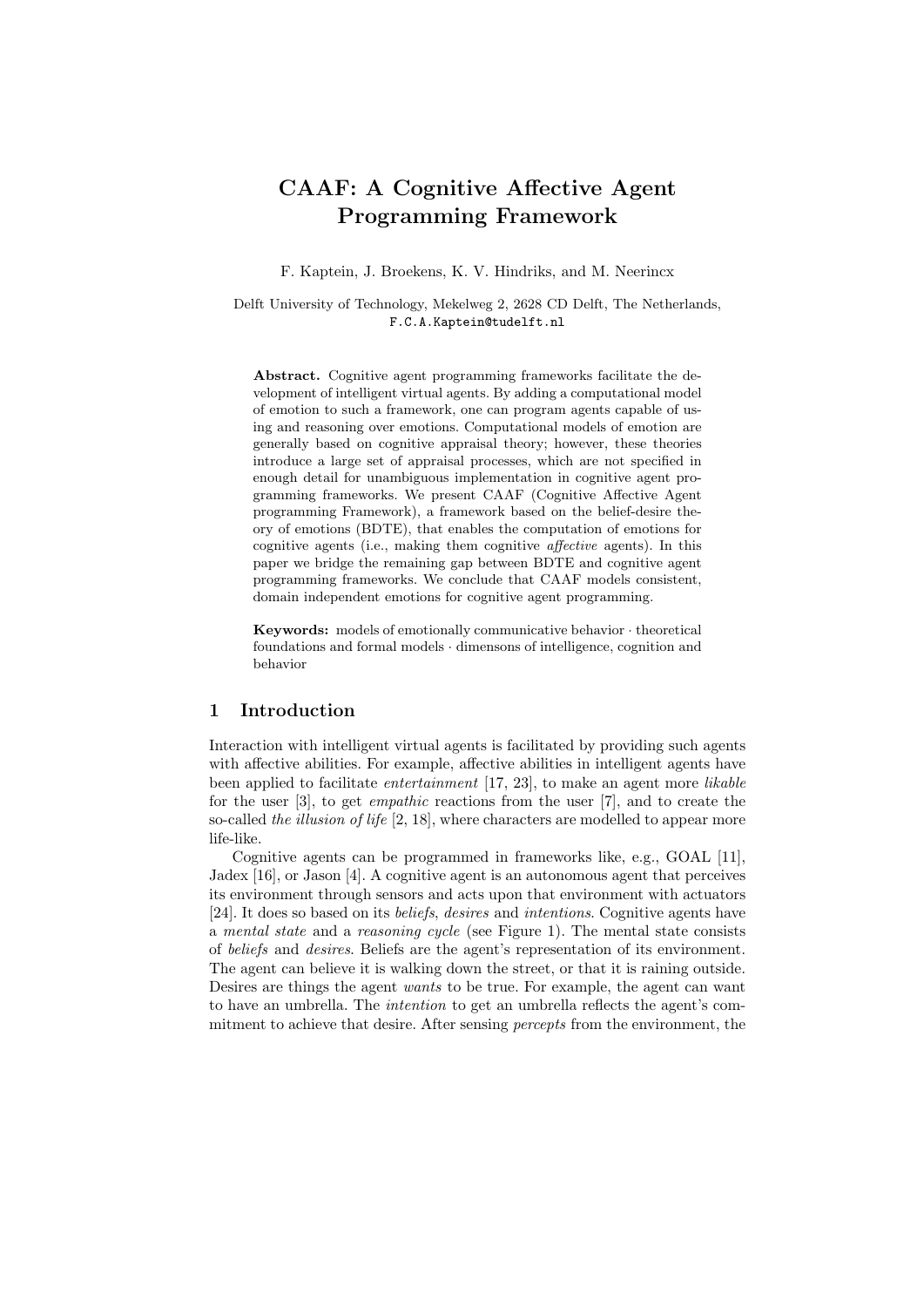# CAAF: A Cognitive Affective Agent Programming Framework

F. Kaptein, J. Broekens, K. V. Hindriks, and M. Neerincx

Delft University of Technology, Mekelweg 2, 2628 CD Delft, The Netherlands,
F.C.A.Kaptein@tudelft.nl

**Abstract.** Cognitive agent programming frameworks facilitate the development of intelligent virtual agents. By adding a computational model of emotion to such a framework, one can program agents capable of using and reasoning over emotions. Computational models of emotion are generally based on cognitive appraisal theory; however, these theories introduce a large set of appraisal processes, which are not specified in enough detail for unambiguous implementation in cognitive agent programming frameworks. We present CAAF (Cognitive Affective Agent programming Framework), a framework based on the belief-desire theory of emotions (BDTE), that enables the computation of emotions for cognitive agents (i.e., making them cognitive *affective* agents). In this paper we bridge the remaining gap between BDTE and cognitive agent programming frameworks. We conclude that CAAF models consistent, domain independent emotions for cognitive agent programming.

**Keywords:** models of emotionally communicative behavior · theoretical foundations and formal models · dimensons of intelligence, cognition and behavior

## 1 Introduction

Interaction with intelligent virtual agents is facilitated by providing such agents with affective abilities. For example, affective abilities in intelligent agents have been applied to facilitate *entertainment* [17, 23], to make an agent more *likable* for the user [3], to get *empathic* reactions from the user [7], and to create the so-called *the illusion of life* [2, 18], where characters are modelled to appear more life-like.

Cognitive agents can be programmed in frameworks like, e.g., GOAL [11], Jadex [16], or Jason [4]. A cognitive agent is an autonomous agent that perceives its environment through sensors and acts upon that environment with actuators [24]. It does so based on its *beliefs*, *desires* and *intentions*. Cognitive agents have a *mental state* and a *reasoning cycle* (see Figure 1). The mental state consists of *beliefs* and *desires*. Beliefs are the agent's representation of its environment. The agent can believe it is walking down the street, or that it is raining outside. Desires are things the agent *wants* to be true. For example, the agent can want to have an umbrella. The *intention* to get an umbrella reflects the agent's commitment to achieve that desire. After sensing *percepts* from the environment, the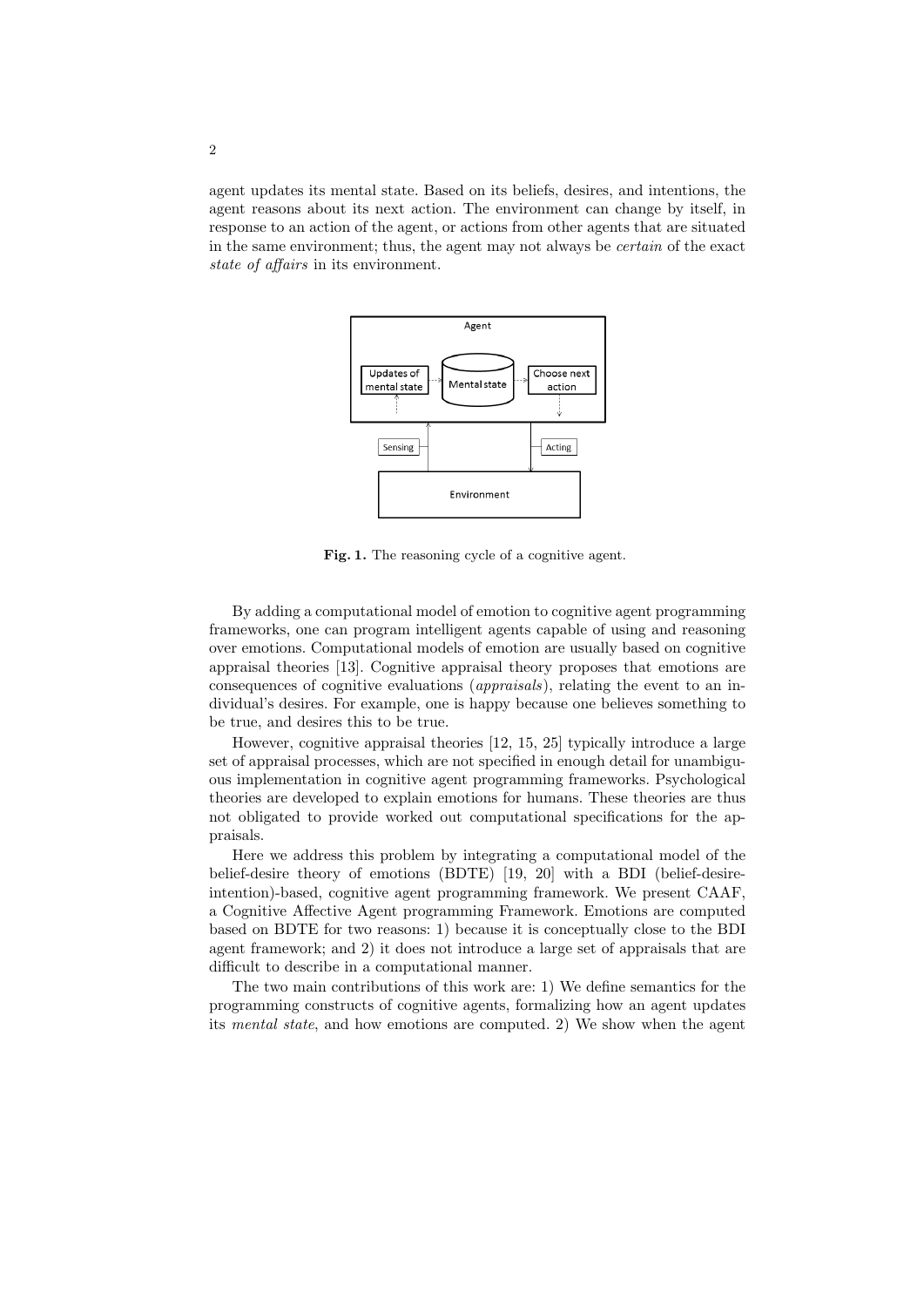agent updates its mental state. Based on its beliefs, desires, and intentions, the agent reasons about its next action. The environment can change by itself, in response to an action of the agent, or actions from other agents that are situated in the same environment; thus, the agent may not always be *certain* of the exact *state of affairs* in its environment.

Agent

Updates of mental state

Mental state

Choose next action

Sensing

Acting

Environment

**Fig. 1.** The reasoning cycle of a cognitive agent.

By adding a computational model of emotion to cognitive agent programming frameworks, one can program intelligent agents capable of using and reasoning over emotions. Computational models of emotion are usually based on cognitive appraisal theories [13]. Cognitive appraisal theory proposes that emotions are consequences of cognitive evaluations (*appraisals*), relating the event to an individual's desires. For example, one is happy because one believes something to be true, and desires this to be true.

However, cognitive appraisal theories [12, 15, 25] typically introduce a large set of appraisal processes, which are not specified in enough detail for unambiguous implementation in cognitive agent programming frameworks. Psychological theories are developed to explain emotions for humans. These theories are thus not obligated to provide worked out computational specifications for the appraisals.

Here we address this problem by integrating a computational model of the belief-desire theory of emotions (BDTE) [19, 20] with a BDI (belief-desire-intention)-based, cognitive agent programming framework. We present CAAF, a Cognitive Affective Agent programming Framework. Emotions are computed based on BDTE for two reasons: 1) because it is conceptually close to the BDI agent framework; and 2) it does not introduce a large set of appraisals that are difficult to describe in a computational manner.

The two main contributions of this work are: 1) We define semantics for the programming constructs of cognitive agents, formalizing how an agent updates its *mental state*, and how emotions are computed. 2) We show when the agent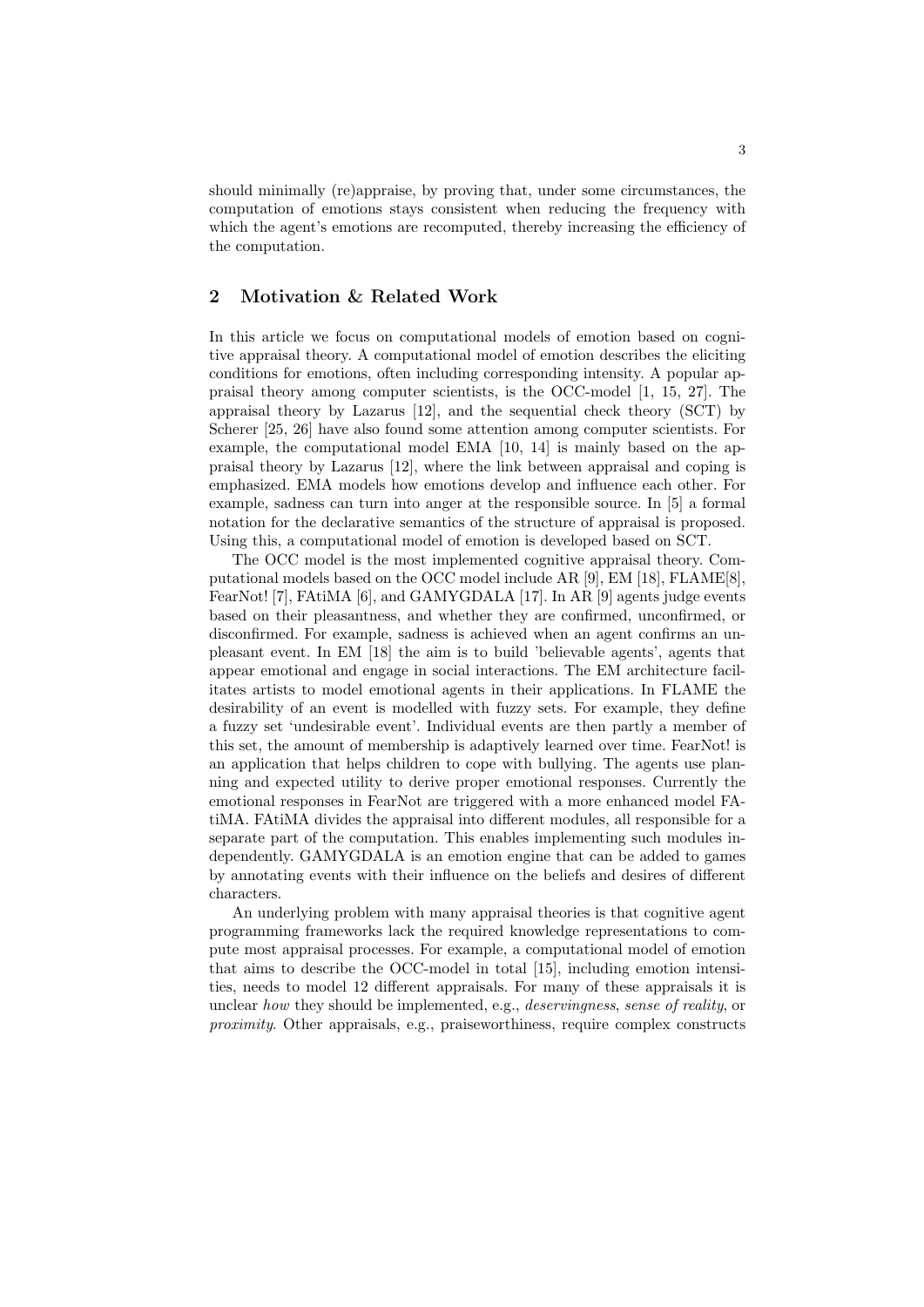should minimally (re)appraise, by proving that, under some circumstances, the computation of emotions stays consistent when reducing the frequency with which the agent's emotions are recomputed, thereby increasing the efficiency of the computation.

## 2 Motivation & Related Work

In this article we focus on computational models of emotion based on cognitive appraisal theory. A computational model of emotion describes the eliciting conditions for emotions, often including corresponding intensity. A popular appraisal theory among computer scientists, is the OCC-model [1, 15, 27]. The appraisal theory by Lazarus [12], and the sequential check theory (SCT) by Scherer [25, 26] have also found some attention among computer scientists. For example, the computational model EMA [10, 14] is mainly based on the appraisal theory by Lazarus [12], where the link between appraisal and coping is emphasized. EMA models how emotions develop and influence each other. For example, sadness can turn into anger at the responsible source. In [5] a formal notation for the declarative semantics of the structure of appraisal is proposed. Using this, a computational model of emotion is developed based on SCT.

The OCC model is the most implemented cognitive appraisal theory. Computational models based on the OCC model include AR [9], EM [18], FLAME[8], FearNot! [7], FAtiMA [6], and GAMYGDALA [17]. In AR [9] agents judge events based on their pleasantness, and whether they are confirmed, unconfirmed, or disconfirmed. For example, sadness is achieved when an agent confirms an unpleasant event. In EM [18] the aim is to build 'believable agents', agents that appear emotional and engage in social interactions. The EM architecture facilitates artists to model emotional agents in their applications. In FLAME the desirability of an event is modelled with fuzzy sets. For example, they define a fuzzy set 'undesirable event'. Individual events are then partly a member of this set, the amount of membership is adaptively learned over time. FearNot! is an application that helps children to cope with bullying. The agents use planning and expected utility to derive proper emotional responses. Currently the emotional responses in FearNot are triggered with a more enhanced model FAtiMA. FAtiMA divides the appraisal into different modules, all responsible for a separate part of the computation. This enables implementing such modules independently. GAMYGDALA is an emotion engine that can be added to games by annotating events with their influence on the beliefs and desires of different characters.

An underlying problem with many appraisal theories is that cognitive agent programming frameworks lack the required knowledge representations to compute most appraisal processes. For example, a computational model of emotion that aims to describe the OCC-model in total [15], including emotion intensities, needs to model 12 different appraisals. For many of these appraisals it is unclear *how* they should be implemented, e.g., *deservingness*, *sense of reality*, or *proximity*. Other appraisals, e.g., praiseworthiness, require complex constructs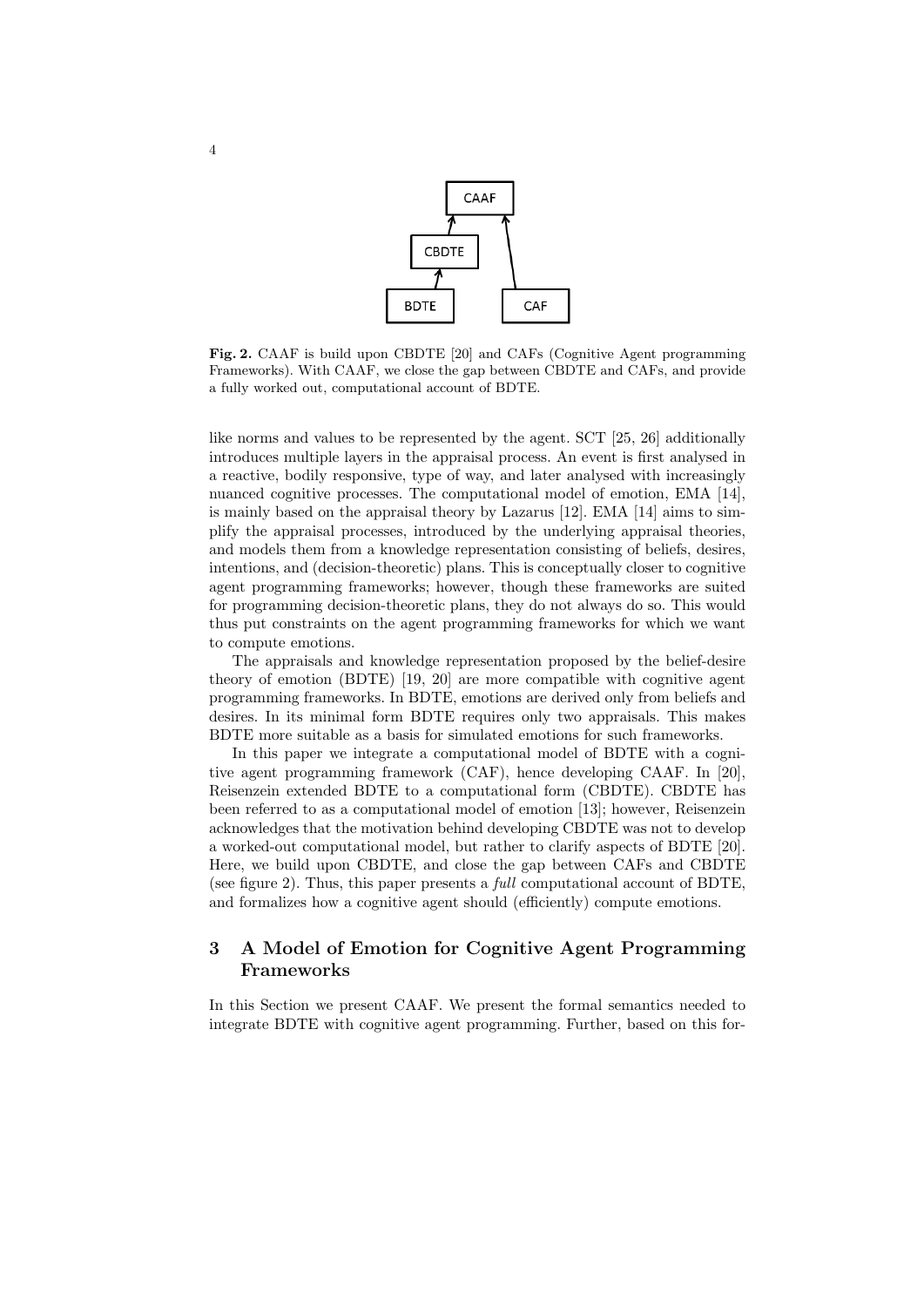CAAF

CBDTE

BDTE

CAF

**Fig. 2.** CAAF is build upon CBDTE [20] and CAFs (Cognitive Agent programming Frameworks). With CAAF, we close the gap between CBDTE and CAFs, and provide a fully worked out, computational account of BDTE.

like norms and values to be represented by the agent. SCT [25, 26] additionally introduces multiple layers in the appraisal process. An event is first analysed in a reactive, bodily responsive, type of way, and later analysed with increasingly nuanced cognitive processes. The computational model of emotion, EMA [14], is mainly based on the appraisal theory by Lazarus [12]. EMA [14] aims to simplify the appraisal processes, introduced by the underlying appraisal theories, and models them from a knowledge representation consisting of beliefs, desires, intentions, and (decision-theoretic) plans. This is conceptually closer to cognitive agent programming frameworks; however, though these frameworks are suited for programming decision-theoretic plans, they do not always do so. This would thus put constraints on the agent programming frameworks for which we want to compute emotions.

The appraisals and knowledge representation proposed by the belief-desire theory of emotion (BDTE) [19, 20] are more compatible with cognitive agent programming frameworks. In BDTE, emotions are derived only from beliefs and desires. In its minimal form BDTE requires only two appraisals. This makes BDTE more suitable as a basis for simulated emotions for such frameworks.

In this paper we integrate a computational model of BDTE with a cognitive agent programming framework (CAF), hence developing CAAF. In [20], Reisenzein extended BDTE to a computational form (CBDTE). CBDTE has been referred to as a computational model of emotion [13]; however, Reisenzein acknowledges that the motivation behind developing CBDTE was not to develop a worked-out computational model, but rather to clarify aspects of BDTE [20]. Here, we build upon CBDTE, and close the gap between CAFs and CBDTE (see figure 2). Thus, this paper presents a *full* computational account of BDTE, and formalizes how a cognitive agent should (efficiently) compute emotions.

## 3 A Model of Emotion for Cognitive Agent Programming Frameworks

In this Section we present CAAF. We present the formal semantics needed to integrate BDTE with cognitive agent programming. Further, based on this for-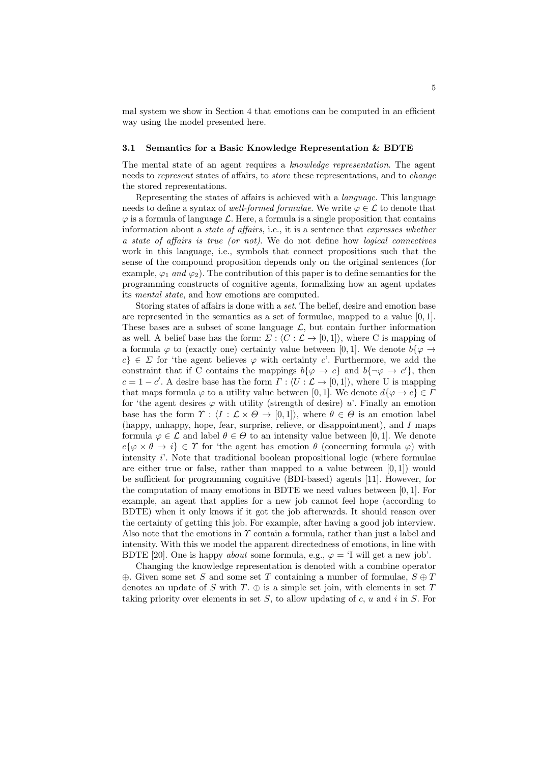mal system we show in Section 4 that emotions can be computed in an efficient way using the model presented here.

### 3.1 Semantics for a Basic Knowledge Representation & BDTE

The mental state of an agent requires a *knowledge representation*. The agent needs to *represent* states of affairs, to *store* these representations, and to *change* the stored representations.

Representing the states of affairs is achieved with a *language*. This language needs to define a syntax of *well-formed formulae*. We write $\varphi \in \mathcal{L}$ to denote that $\varphi$ is a formula of language $\mathcal{L}$. Here, a formula is a single proposition that contains information about a *state of affairs*, i.e., it is a sentence that *expresses whether a state of affairs is true (or not)*. We do not define how *logical connectives* work in this language, i.e., symbols that connect propositions such that the sense of the compound proposition depends only on the original sentences (for example, $\varphi_1$ *and* $\varphi_2$). The contribution of this paper is to define semantics for the programming constructs of cognitive agents, formalizing how an agent updates its *mental state*, and how emotions are computed.

Storing states of affairs is done with a *set*. The belief, desire and emotion base are represented in the semantics as a set of formulae, mapped to a value $[0, 1]$. These bases are a subset of some language $\mathcal{L}$, but contain further information as well. A belief base has the form: $\Sigma : \langle C : \mathcal{L} \to [0, 1] \rangle$, where C is mapping of a formula $\varphi$ to (exactly one) certainty value between $[0, 1]$. We denote $b\{\varphi \to c\} \in \Sigma$ for 'the agent believes $\varphi$ with certainty $c$'. Furthermore, we add the constraint that if C contains the mappings $b\{\varphi \to c\}$ and $b\{\neg\varphi \to c'\}$, then $c = 1 - c'$. A desire base has the form $\Gamma : \langle U : \mathcal{L} \to [0, 1] \rangle$, where U is mapping that maps formula $\varphi$ to a utility value between $[0, 1]$. We denote $d\{\varphi \to c\} \in \Gamma$ for 'the agent desires $\varphi$ with utility (strength of desire) $u$'. Finally an emotion base has the form $\Upsilon : \langle I : \mathcal{L} \times \Theta \to [0, 1] \rangle$, where $\theta \in \Theta$ is an emotion label (happy, unhappy, hope, fear, surprise, relieve, or disappointment), and $I$ maps formula $\varphi \in \mathcal{L}$ and label $\theta \in \Theta$ to an intensity value between $[0, 1]$. We denote $e\{\varphi \times \theta \to i\} \in \Upsilon$ for 'the agent has emotion $\theta$ (concerning formula $\varphi$) with intensity $i$'. Note that traditional boolean propositional logic (where formulae are either true or false, rather than mapped to a value between $[0, 1]$) would be sufficient for programming cognitive (BDI-based) agents [11]. However, for the computation of many emotions in BDTE we need values between $[0, 1]$. For example, an agent that applies for a new job cannot feel hope (according to BDTE) when it only knows if it got the job afterwards. It should reason over the certainty of getting this job. For example, after having a good job interview. Also note that the emotions in $\Upsilon$ contain a formula, rather than just a label and intensity. With this we model the apparent directedness of emotions, in line with BDTE [20]. One is happy *about* some formula, e.g., $\varphi$ = 'I will get a new job'.

Changing the knowledge representation is denoted with a combine operator $\oplus$. Given some set $S$ and some set $T$ containing a number of formulae, $S \oplus T$ denotes an update of $S$ with $T$. $\oplus$ is a simple set join, with elements in set $T$ taking priority over elements in set $S$, to allow updating of $c$, $u$ and $i$ in $S$. For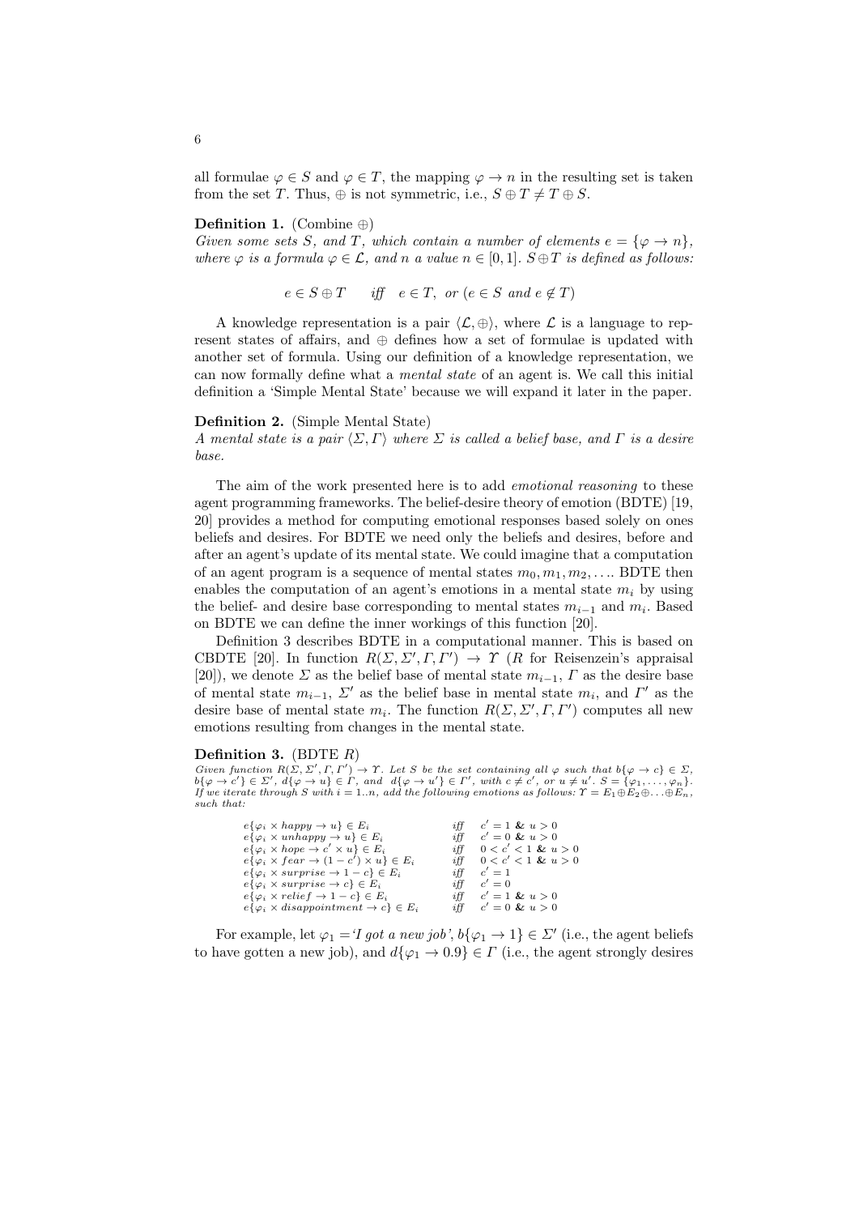all formulae $\varphi \in S$ and $\varphi \in T$, the mapping $\varphi \to n$ in the resulting set is taken from the set $T$. Thus, $\oplus$ is not symmetric, i.e., $S \oplus T \neq T \oplus S$.

**Definition 1.** (Combine $\oplus$)
*Given some sets $S$, and $T$, which contain a number of elements $e = \{\varphi \to n\}$, where $\varphi$ is a formula $\varphi \in \mathcal{L}$, and $n$ a value $n \in [0, 1]$. $S \oplus T$ is defined as follows:*

$$e \in S \oplus T \quad \text{iff} \quad e \in T, \text{ or } (e \in S \text{ and } e \notin T)$$

A knowledge representation is a pair $\langle \mathcal{L}, \oplus \rangle$, where $\mathcal{L}$ is a language to represent states of affairs, and $\oplus$ defines how a set of formulae is updated with another set of formula. Using our definition of a knowledge representation, we can now formally define what a *mental state* of an agent is. We call this initial definition a 'Simple Mental State' because we will expand it later in the paper.

**Definition 2.** (Simple Mental State)
*A mental state is a pair $\langle \Sigma, \Gamma \rangle$ where $\Sigma$ is called a belief base, and $\Gamma$ is a desire base.*

The aim of the work presented here is to add *emotional reasoning* to these agent programming frameworks. The belief-desire theory of emotion (BDTE) [19, 20] provides a method for computing emotional responses based solely on ones beliefs and desires. For BDTE we need only the beliefs and desires, before and after an agent's update of its mental state. We could imagine that a computation of an agent program is a sequence of mental states $m_0, m_1, m_2, \ldots$. BDTE then enables the computation of an agent's emotions in a mental state $m_i$ by using the belief- and desire base corresponding to mental states $m_{i-1}$ and $m_i$. Based on BDTE we can define the inner workings of this function [20].

Definition 3 describes BDTE in a computational manner. This is based on CBDTE [20]. In function $R(\Sigma, \Sigma', \Gamma, \Gamma') \to \Upsilon$ ($R$ for Reisenzein's appraisal [20]), we denote $\Sigma$ as the belief base of mental state $m_{i-1}$, $\Gamma$ as the desire base of mental state $m_{i-1}$, $\Sigma'$ as the belief base in mental state $m_i$, and $\Gamma'$ as the desire base of mental state $m_i$. The function $R(\Sigma, \Sigma', \Gamma, \Gamma')$ computes all new emotions resulting from changes in the mental state.

**Definition 3.** (BDTE $R$)
*Given function $R(\Sigma, \Sigma', \Gamma, \Gamma') \to \Upsilon$. Let $S$ be the set containing all $\varphi$ such that $b\{\varphi \to c\} \in \Sigma$, $b\{\varphi \to c'\} \in \Sigma'$, $d\{\varphi \to u\} \in \Gamma$, and $d\{\varphi \to u'\} \in \Gamma'$, with $c \neq c'$, or $u \neq u'$. $S = \{\varphi_1, \ldots, \varphi_n\}$. If we iterate through $S$ with $i = 1..n$, add the following emotions as follows: $\Upsilon = E_1 \oplus E_2 \oplus \ldots \oplus E_n$, such that:*

$$
\begin{array}{lll}
e\{\varphi_i \times happy \to u\} \in E_i & \text{iff} & c' = 1 \ \& \ u > 0 \\
e\{\varphi_i \times unhappy \to u\} \in E_i & \text{iff} & c' = 0 \ \& \ u > 0 \\
e\{\varphi_i \times hope \to c' \times u\} \in E_i & \text{iff} & 0 < c' < 1 \ \& \ u > 0 \\
e\{\varphi_i \times fear \to (1 - c') \times u\} \in E_i & \text{iff} & 0 < c' < 1 \ \& \ u > 0 \\
e\{\varphi_i \times surprise \to 1 - c\} \in E_i & \text{iff} & c' = 1 \\
e\{\varphi_i \times surprise \to c\} \in E_i & \text{iff} & c' = 0 \\
e\{\varphi_i \times relief \to 1 - c\} \in E_i & \text{iff} & c' = 1 \ \& \ u > 0 \\
e\{\varphi_i \times disappointment \to c\} \in E_i & \text{iff} & c' = 0 \ \& \ u > 0
\end{array}
$$

For example, let $\varphi_1 =$ '*I got a new job*', $b\{\varphi_1 \to 1\} \in \Sigma'$ (i.e., the agent beliefs to have gotten a new job), and $d\{\varphi_1 \to 0.9\} \in \Gamma$ (i.e., the agent strongly desires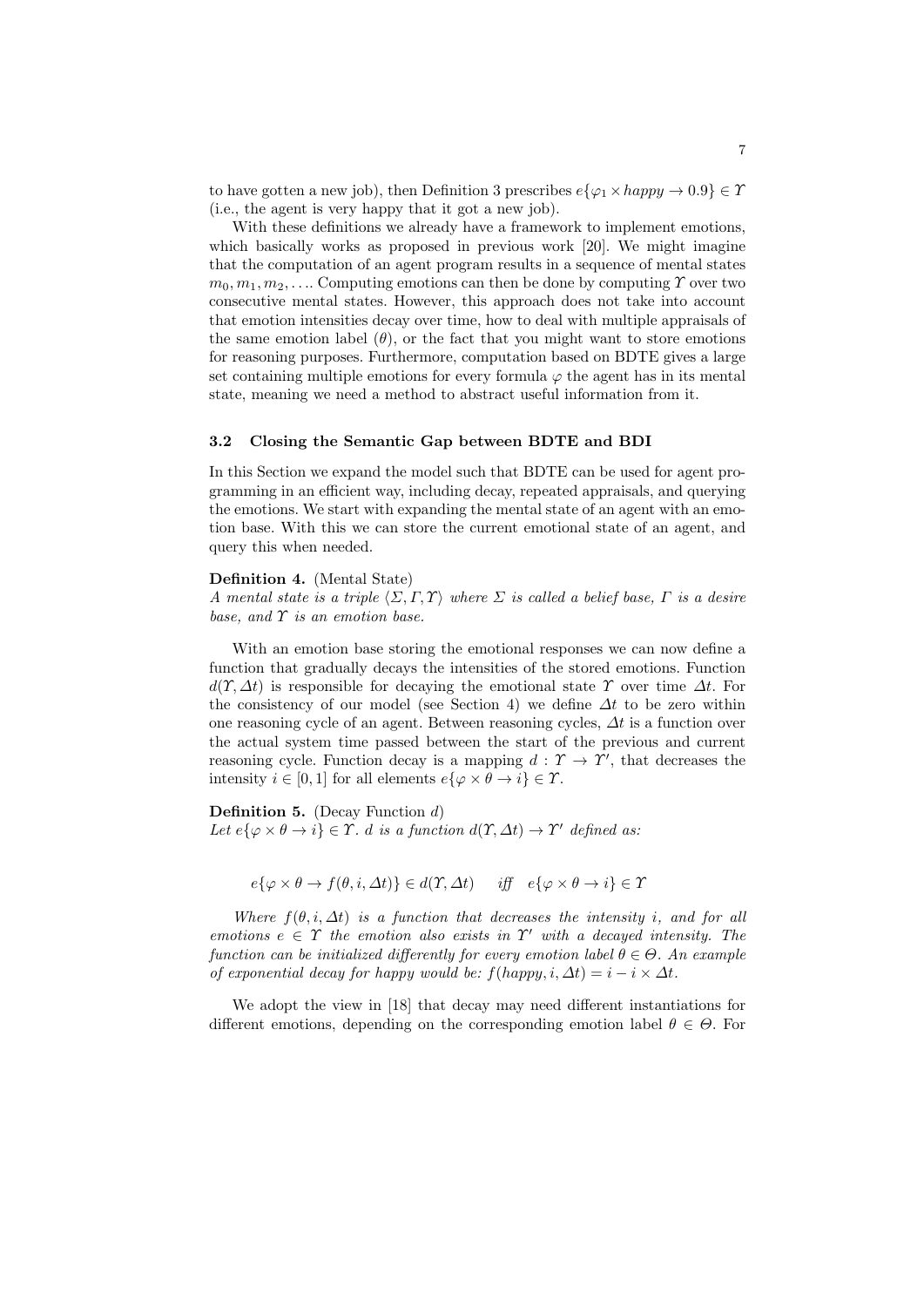to have gotten a new job), then Definition 3 prescribes $e\{\varphi_1 \times happy \rightarrow 0.9\} \in \Upsilon$ (i.e., the agent is very happy that it got a new job).

With these definitions we already have a framework to implement emotions, which basically works as proposed in previous work [20]. We might imagine that the computation of an agent program results in a sequence of mental states $m_0, m_1, m_2, \ldots$. Computing emotions can then be done by computing $\Upsilon$ over two consecutive mental states. However, this approach does not take into account that emotion intensities decay over time, how to deal with multiple appraisals of the same emotion label ($\theta$), or the fact that you might want to store emotions for reasoning purposes. Furthermore, computation based on BDTE gives a large set containing multiple emotions for every formula $\varphi$ the agent has in its mental state, meaning we need a method to abstract useful information from it.

### 3.2 Closing the Semantic Gap between BDTE and BDI

In this Section we expand the model such that BDTE can be used for agent programming in an efficient way, including decay, repeated appraisals, and querying the emotions. We start with expanding the mental state of an agent with an emotion base. With this we can store the current emotional state of an agent, and query this when needed.

**Definition 4.** (Mental State)
*A mental state is a triple $\langle \Sigma, \Gamma, \Upsilon \rangle$ where $\Sigma$ is called a belief base, $\Gamma$ is a desire base, and $\Upsilon$ is an emotion base.*

With an emotion base storing the emotional responses we can now define a function that gradually decays the intensities of the stored emotions. Function $d(\Upsilon, \Delta t)$ is responsible for decaying the emotional state $\Upsilon$ over time $\Delta t$. For the consistency of our model (see Section 4) we define $\Delta t$ to be zero within one reasoning cycle of an agent. Between reasoning cycles, $\Delta t$ is a function over the actual system time passed between the start of the previous and current reasoning cycle. Function decay is a mapping $d : \Upsilon \rightarrow \Upsilon'$, that decreases the intensity $i \in [0, 1]$ for all elements $e\{\varphi \times \theta \rightarrow i\} \in \Upsilon$.

**Definition 5.** (Decay Function $d$)
*Let $e\{\varphi \times \theta \rightarrow i\} \in \Upsilon$. $d$ is a function $d(\Upsilon, \Delta t) \rightarrow \Upsilon'$ defined as:*

$$e\{\varphi \times \theta \rightarrow f(\theta, i, \Delta t)\} \in d(\Upsilon, \Delta t) \quad \textit{iff} \quad e\{\varphi \times \theta \rightarrow i\} \in \Upsilon$$

*Where $f(\theta, i, \Delta t)$ is a function that decreases the intensity $i$, and for all emotions $e \in \Upsilon$ the emotion also exists in $\Upsilon'$ with a decayed intensity. The function can be initialized differently for every emotion label $\theta \in \Theta$. An example of exponential decay for happy would be: $f(happy, i, \Delta t) = i - i \times \Delta t$.*

We adopt the view in [18] that decay may need different instantiations for different emotions, depending on the corresponding emotion label $\theta \in \Theta$. For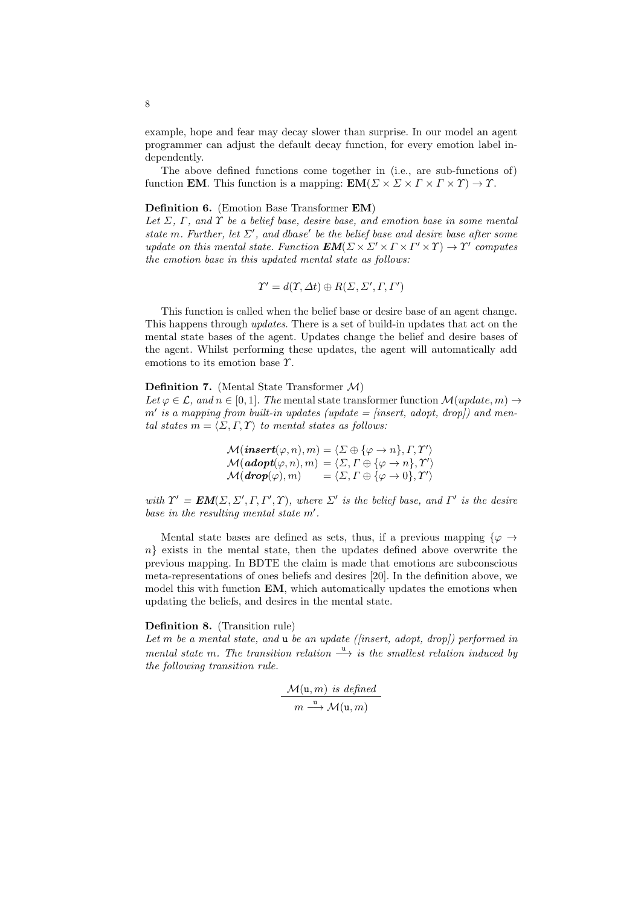example, hope and fear may decay slower than surprise. In our model an agent programmer can adjust the default decay function, for every emotion label independently.

The above defined functions come together in (i.e., are sub-functions of) function **EM**. This function is a mapping: $\mathbf{EM}(\Sigma \times \Sigma \times \Gamma \times \Gamma \times \Upsilon) \rightarrow \Upsilon$.

**Definition 6.** (Emotion Base Transformer **EM**)
*Let $\Sigma$, $\Gamma$, and $\Upsilon$ be a belief base, desire base, and emotion base in some mental state $m$. Further, let $\Sigma'$, and $dbase'$ be the belief base and desire base after some update on this mental state. Function $\boldsymbol{EM}(\Sigma \times \Sigma' \times \Gamma \times \Gamma' \times \Upsilon) \rightarrow \Upsilon'$ computes the emotion base in this updated mental state as follows:*

$$\Upsilon' = d(\Upsilon, \Delta t) \oplus R(\Sigma, \Sigma', \Gamma, \Gamma')$$

This function is called when the belief base or desire base of an agent change. This happens through *updates*. There is a set of build-in updates that act on the mental state bases of the agent. Updates change the belief and desire bases of the agent. Whilst performing these updates, the agent will automatically add emotions to its emotion base $\Upsilon$.

**Definition 7.** (Mental State Transformer $\mathcal{M}$)
*Let $\varphi \in \mathcal{L}$, and $n \in [0, 1]$. The* mental state transformer function $\mathcal{M}(update, m) \rightarrow m'$ *is a mapping from built-in updates (update = [insert, adopt, drop]) and mental states $m = \langle \Sigma, \Gamma, \Upsilon \rangle$ to mental states as follows:*

$$\begin{aligned}
\mathcal{M}(\boldsymbol{insert}(\varphi, n), m) &= \langle \Sigma \oplus \{\varphi \rightarrow n\}, \Gamma, \Upsilon' \rangle \\
\mathcal{M}(\boldsymbol{adopt}(\varphi, n), m) &= \langle \Sigma, \Gamma \oplus \{\varphi \rightarrow n\}, \Upsilon' \rangle \\
\mathcal{M}(\boldsymbol{drop}(\varphi), m) &= \langle \Sigma, \Gamma \oplus \{\varphi \rightarrow 0\}, \Upsilon' \rangle
\end{aligned}$$

*with $\Upsilon' = \boldsymbol{EM}(\Sigma, \Sigma', \Gamma, \Gamma', \Upsilon)$, where $\Sigma'$ is the belief base, and $\Gamma'$ is the desire base in the resulting mental state $m'$.*

Mental state bases are defined as sets, thus, if a previous mapping $\{\varphi \rightarrow n\}$ exists in the mental state, then the updates defined above overwrite the previous mapping. In BDTE the claim is made that emotions are subconscious meta-representations of ones beliefs and desires [20]. In the definition above, we model this with function **EM**, which automatically updates the emotions when updating the beliefs, and desires in the mental state.

**Definition 8.** (Transition rule)
*Let $m$ be a mental state, and $\mathtt{u}$ be an update ([insert, adopt, drop]) performed in mental state $m$. The transition relation $\xrightarrow{\mathtt{u}}$ is the smallest relation induced by the following transition rule.*

$$\frac{\mathcal{M}(\mathtt{u}, m) \text{ is defined}}{m \xrightarrow{\mathtt{u}} \mathcal{M}(\mathtt{u}, m)}$$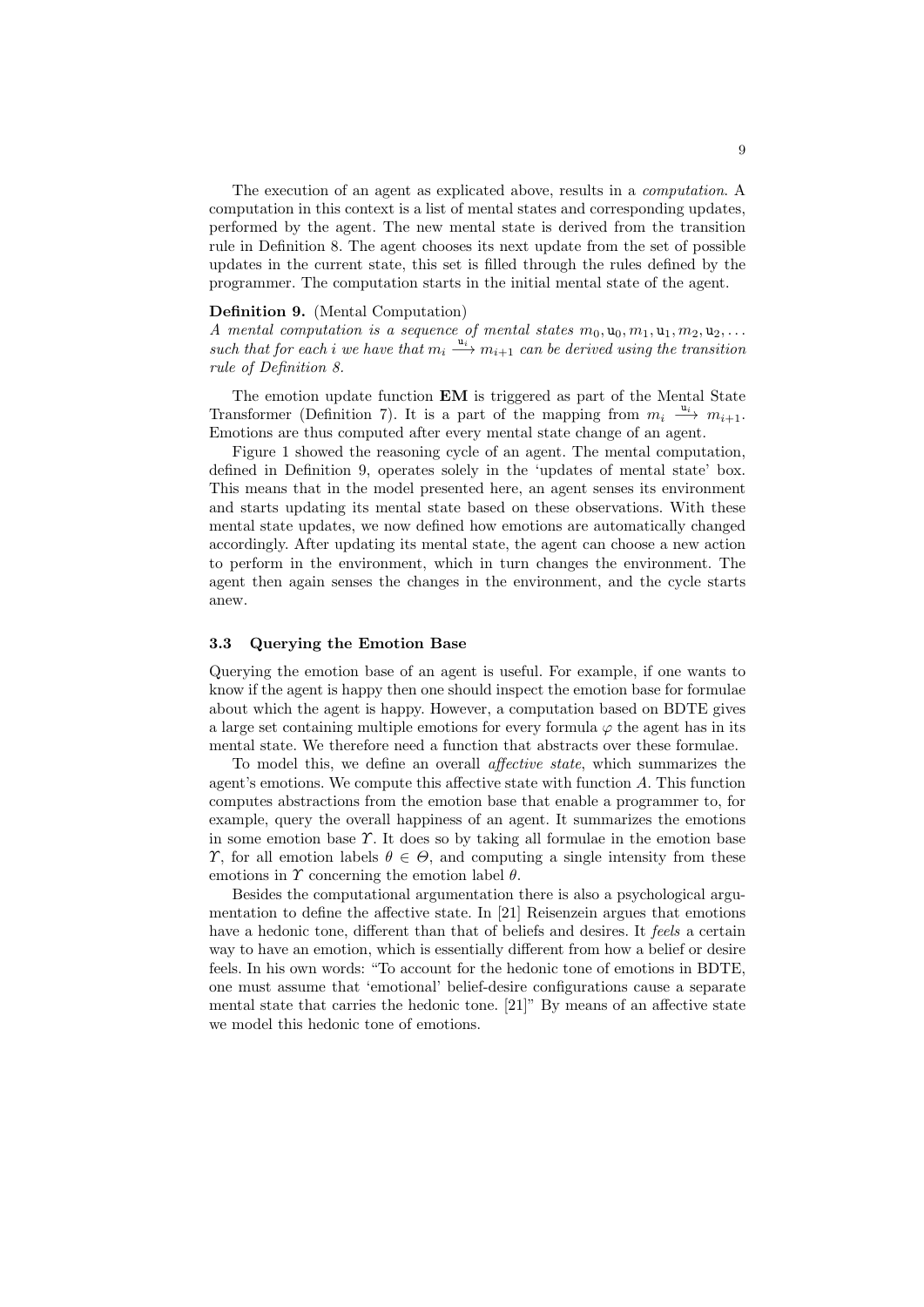The execution of an agent as explicated above, results in a *computation*. A computation in this context is a list of mental states and corresponding updates, performed by the agent. The new mental state is derived from the transition rule in Definition 8. The agent chooses its next update from the set of possible updates in the current state, this set is filled through the rules defined by the programmer. The computation starts in the initial mental state of the agent.

**Definition 9.** (Mental Computation)
*A mental computation is a sequence of mental states* $m_0, \mathtt{u}_0, m_1, \mathtt{u}_1, m_2, \mathtt{u}_2, \ldots$ *such that for each* $i$ *we have that* $m_i \xrightarrow{\mathtt{u}_i} m_{i+1}$ *can be derived using the transition rule of Definition 8.*

The emotion update function **EM** is triggered as part of the Mental State Transformer (Definition 7). It is a part of the mapping from $m_i \xrightarrow{\mathtt{u}_i} m_{i+1}$. Emotions are thus computed after every mental state change of an agent.

Figure 1 showed the reasoning cycle of an agent. The mental computation, defined in Definition 9, operates solely in the 'updates of mental state' box. This means that in the model presented here, an agent senses its environment and starts updating its mental state based on these observations. With these mental state updates, we now defined how emotions are automatically changed accordingly. After updating its mental state, the agent can choose a new action to perform in the environment, which in turn changes the environment. The agent then again senses the changes in the environment, and the cycle starts anew.

### 3.3 Querying the Emotion Base

Querying the emotion base of an agent is useful. For example, if one wants to know if the agent is happy then one should inspect the emotion base for formulae about which the agent is happy. However, a computation based on BDTE gives a large set containing multiple emotions for every formula $\varphi$ the agent has in its mental state. We therefore need a function that abstracts over these formulae.

To model this, we define an overall *affective state*, which summarizes the agent's emotions. We compute this affective state with function $A$. This function computes abstractions from the emotion base that enable a programmer to, for example, query the overall happiness of an agent. It summarizes the emotions in some emotion base $\Upsilon$. It does so by taking all formulae in the emotion base $\Upsilon$, for all emotion labels $\theta \in \Theta$, and computing a single intensity from these emotions in $\Upsilon$ concerning the emotion label $\theta$.

Besides the computational argumentation there is also a psychological argumentation to define the affective state. In [21] Reisenzein argues that emotions have a hedonic tone, different than that of beliefs and desires. It *feels* a certain way to have an emotion, which is essentially different from how a belief or desire feels. In his own words: "To account for the hedonic tone of emotions in BDTE, one must assume that 'emotional' belief-desire configurations cause a separate mental state that carries the hedonic tone. [21]" By means of an affective state we model this hedonic tone of emotions.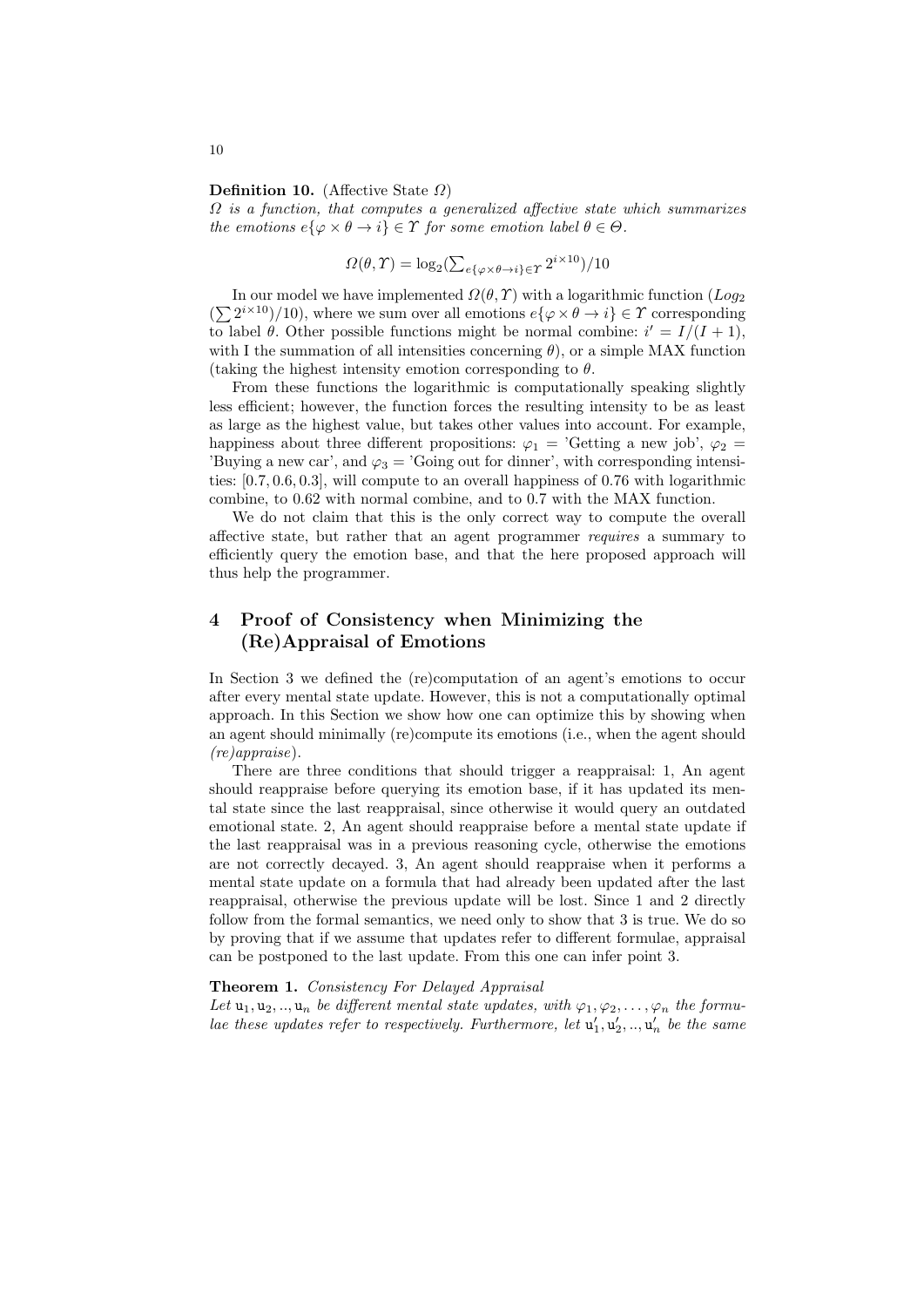**Definition 10.** (Affective State $\Omega$)
*$\Omega$ is a function, that computes a generalized affective state which summarizes the emotions $e\{\varphi \times \theta \rightarrow i\} \in \Upsilon$ for some emotion label $\theta \in \Theta$.*

$$\Omega(\theta, \Upsilon) = \log_2(\textstyle\sum_{e\{\varphi\times\theta\rightarrow i\}\in\Upsilon} 2^{i\times 10})/10$$

In our model we have implemented $\Omega(\theta, \Upsilon)$ with a logarithmic function ($Log_2$ $(\sum 2^{i\times 10})/10$), where we sum over all emotions $e\{\varphi \times \theta \rightarrow i\} \in \Upsilon$ corresponding to label $\theta$. Other possible functions might be normal combine: $i' = I/(I+1)$, with I the summation of all intensities concerning $\theta$), or a simple MAX function (taking the highest intensity emotion corresponding to $\theta$.

From these functions the logarithmic is computationally speaking slightly less efficient; however, the function forces the resulting intensity to be as least as large as the highest value, but takes other values into account. For example, happiness about three different propositions: $\varphi_1$ = 'Getting a new job', $\varphi_2$ = 'Buying a new car', and $\varphi_3$ = 'Going out for dinner', with corresponding intensities: $[0.7, 0.6, 0.3]$, will compute to an overall happiness of 0.76 with logarithmic combine, to 0.62 with normal combine, and to 0.7 with the MAX function.

We do not claim that this is the only correct way to compute the overall affective state, but rather that an agent programmer *requires* a summary to efficiently query the emotion base, and that the here proposed approach will thus help the programmer.

## 4 Proof of Consistency when Minimizing the (Re)Appraisal of Emotions

In Section 3 we defined the (re)computation of an agent's emotions to occur after every mental state update. However, this is not a computationally optimal approach. In this Section we show how one can optimize this by showing when an agent should minimally (re)compute its emotions (i.e., when the agent should *(re)appraise*).

There are three conditions that should trigger a reappraisal: 1, An agent should reappraise before querying its emotion base, if it has updated its mental state since the last reappraisal, since otherwise it would query an outdated emotional state. 2, An agent should reappraise before a mental state update if the last reappraisal was in a previous reasoning cycle, otherwise the emotions are not correctly decayed. 3, An agent should reappraise when it performs a mental state update on a formula that had already been updated after the last reappraisal, otherwise the previous update will be lost. Since 1 and 2 directly follow from the formal semantics, we need only to show that 3 is true. We do so by proving that if we assume that updates refer to different formulae, appraisal can be postponed to the last update. From this one can infer point 3.

**Theorem 1.** *Consistency For Delayed Appraisal*
*Let $\mathtt{u}_1, \mathtt{u}_2, .., \mathtt{u}_n$ be different mental state updates, with $\varphi_1, \varphi_2, \ldots, \varphi_n$ the formulae these updates refer to respectively. Furthermore, let $\mathtt{u}'_1, \mathtt{u}'_2, .., \mathtt{u}'_n$ be the same*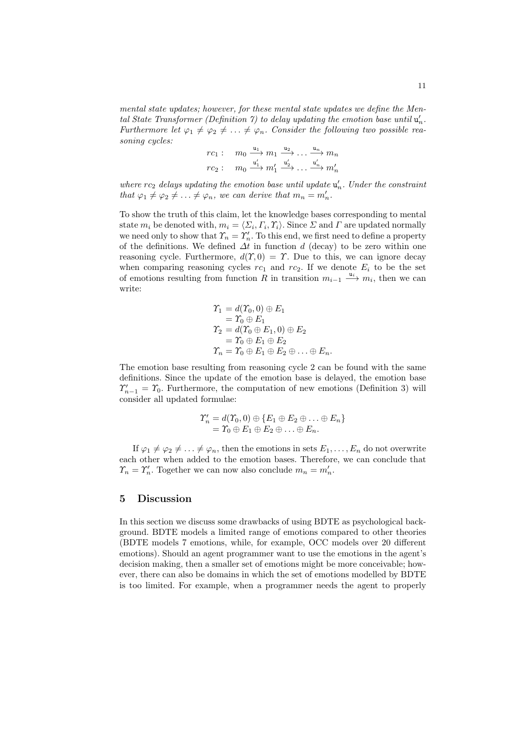*mental state updates; however, for these mental state updates we define the Mental State Transformer (Definition 7) to delay updating the emotion base until $\mathtt{u}'_n$. Furthermore let $\varphi_1 \neq \varphi_2 \neq \ldots \neq \varphi_n$. Consider the following two possible reasoning cycles:*

$$
\begin{aligned}
rc_1 : &\quad m_0 \xrightarrow{\mathtt{u}_1} m_1 \xrightarrow{\mathtt{u}_2} \ldots \xrightarrow{\mathtt{u}_n} m_n \\
rc_2 : &\quad m_0 \xrightarrow{\mathtt{u}'_1} m'_1 \xrightarrow{\mathtt{u}'_2} \ldots \xrightarrow{\mathtt{u}'_n} m'_n
\end{aligned}
$$

*where $rc_2$ delays updating the emotion base until update $\mathtt{u}'_n$. Under the constraint that $\varphi_1 \neq \varphi_2 \neq \ldots \neq \varphi_n$, we can derive that $m_n = m'_n$.*

To show the truth of this claim, let the knowledge bases corresponding to mental state $m_i$ be denoted with, $m_i = \langle \Sigma_i, \Gamma_i, \Upsilon_i \rangle$. Since $\Sigma$ and $\Gamma$ are updated normally we need only to show that $\Upsilon_n = \Upsilon'_n$. To this end, we first need to define a property of the definitions. We defined $\Delta t$ in function $d$ (decay) to be zero within one reasoning cycle. Furthermore, $d(\Upsilon, 0) = \Upsilon$. Due to this, we can ignore decay when comparing reasoning cycles $rc_1$ and $rc_2$. If we denote $E_i$ to be the set of emotions resulting from function $R$ in transition $m_{i-1} \xrightarrow{\mathtt{u}_i} m_i$, then we can write:

$$
\begin{aligned}
\Upsilon_1 &= d(\Upsilon_0, 0) \oplus E_1 \\
&= \Upsilon_0 \oplus E_1 \\
\Upsilon_2 &= d(\Upsilon_0 \oplus E_1, 0) \oplus E_2 \\
&= \Upsilon_0 \oplus E_1 \oplus E_2 \\
\Upsilon_n &= \Upsilon_0 \oplus E_1 \oplus E_2 \oplus \ldots \oplus E_n.
\end{aligned}
$$

The emotion base resulting from reasoning cycle 2 can be found with the same definitions. Since the update of the emotion base is delayed, the emotion base $\Upsilon'_{n-1} = \Upsilon_0$. Furthermore, the computation of new emotions (Definition 3) will consider all updated formulae:

$$
\begin{aligned}
\Upsilon'_n &= d(\Upsilon_0, 0) \oplus \{E_1 \oplus E_2 \oplus \ldots \oplus E_n\} \\
&= \Upsilon_0 \oplus E_1 \oplus E_2 \oplus \ldots \oplus E_n.
\end{aligned}
$$

If $\varphi_1 \neq \varphi_2 \neq \ldots \neq \varphi_n$, then the emotions in sets $E_1, \ldots, E_n$ do not overwrite each other when added to the emotion bases. Therefore, we can conclude that $\Upsilon_n = \Upsilon'_n$. Together we can now also conclude $m_n = m'_n$.

## 5 Discussion

In this section we discuss some drawbacks of using BDTE as psychological background. BDTE models a limited range of emotions compared to other theories (BDTE models 7 emotions, while, for example, OCC models over 20 different emotions). Should an agent programmer want to use the emotions in the agent's decision making, then a smaller set of emotions might be more conceivable; however, there can also be domains in which the set of emotions modelled by BDTE is too limited. For example, when a programmer needs the agent to properly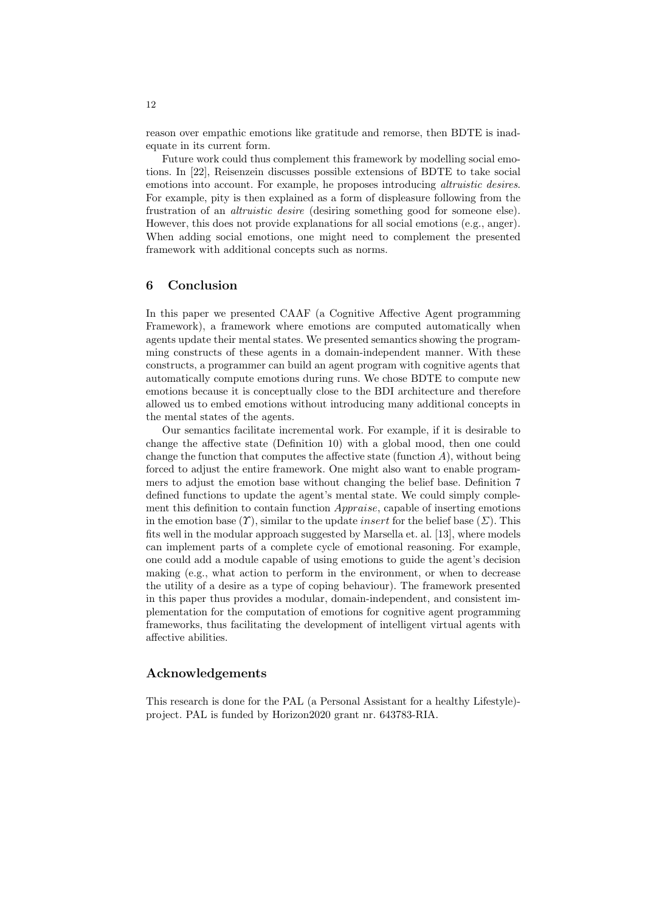reason over empathic emotions like gratitude and remorse, then BDTE is inadequate in its current form.

Future work could thus complement this framework by modelling social emotions. In [22], Reisenzein discusses possible extensions of BDTE to take social emotions into account. For example, he proposes introducing *altruistic desires*. For example, pity is then explained as a form of displeasure following from the frustration of an *altruistic desire* (desiring something good for someone else). However, this does not provide explanations for all social emotions (e.g., anger). When adding social emotions, one might need to complement the presented framework with additional concepts such as norms.

## 6 Conclusion

In this paper we presented CAAF (a Cognitive Affective Agent programming Framework), a framework where emotions are computed automatically when agents update their mental states. We presented semantics showing the programming constructs of these agents in a domain-independent manner. With these constructs, a programmer can build an agent program with cognitive agents that automatically compute emotions during runs. We chose BDTE to compute new emotions because it is conceptually close to the BDI architecture and therefore allowed us to embed emotions without introducing many additional concepts in the mental states of the agents.

Our semantics facilitate incremental work. For example, if it is desirable to change the affective state (Definition 10) with a global mood, then one could change the function that computes the affective state (function $A$), without being forced to adjust the entire framework. One might also want to enable programmers to adjust the emotion base without changing the belief base. Definition 7 defined functions to update the agent's mental state. We could simply complement this definition to contain function *Appraise*, capable of inserting emotions in the emotion base ($\Upsilon$), similar to the update *insert* for the belief base ($\Sigma$). This fits well in the modular approach suggested by Marsella et. al. [13], where models can implement parts of a complete cycle of emotional reasoning. For example, one could add a module capable of using emotions to guide the agent's decision making (e.g., what action to perform in the environment, or when to decrease the utility of a desire as a type of coping behaviour). The framework presented in this paper thus provides a modular, domain-independent, and consistent implementation for the computation of emotions for cognitive agent programming frameworks, thus facilitating the development of intelligent virtual agents with affective abilities.

## Acknowledgements

This research is done for the PAL (a Personal Assistant for a healthy Lifestyle)-project. PAL is funded by Horizon2020 grant nr. 643783-RIA.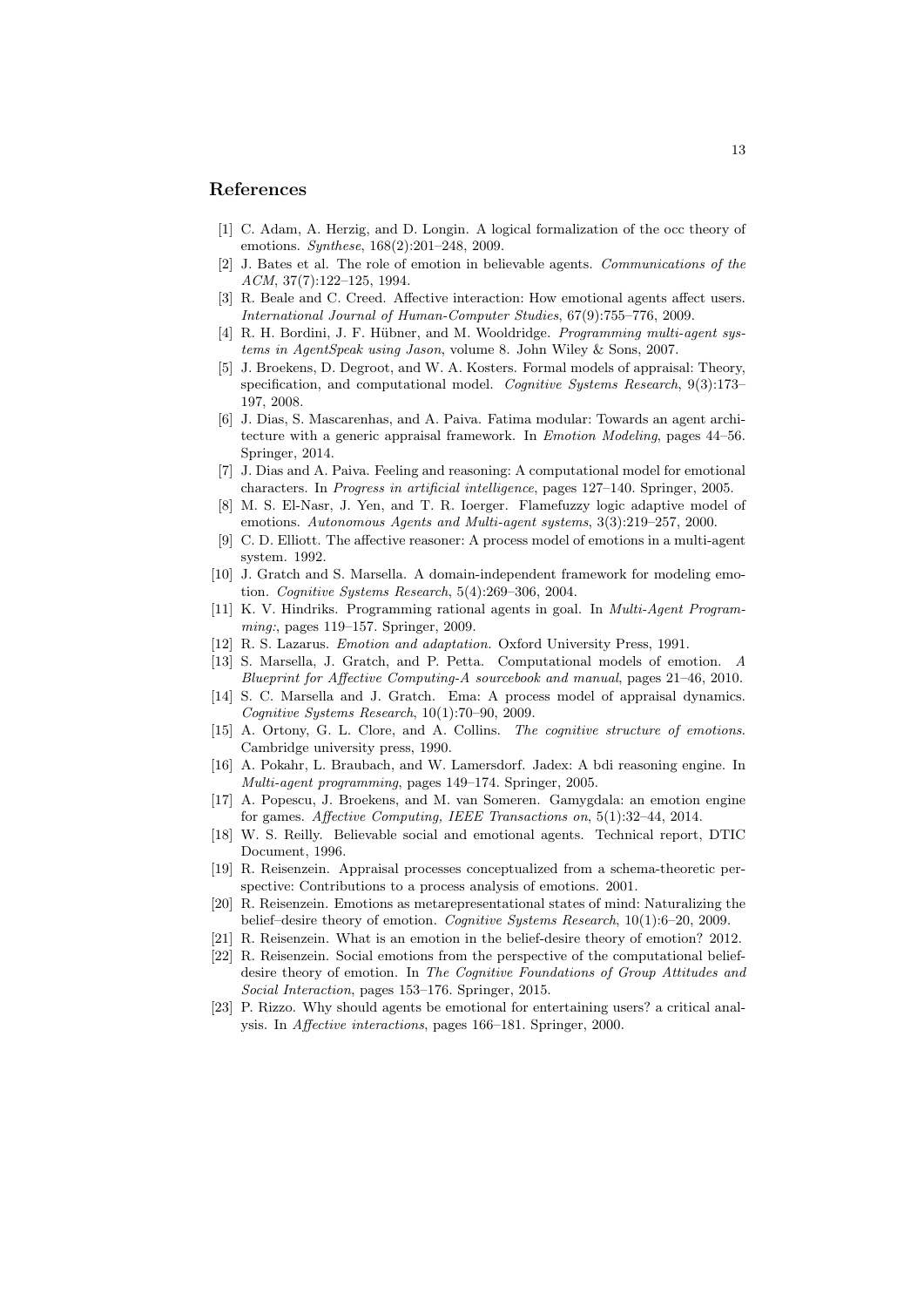## References

1. [1] C. Adam, A. Herzig, and D. Longin. A logical formalization of the occ theory of emotions. *Synthese*, 168(2):201–248, 2009.
2. [2] J. Bates et al. The role of emotion in believable agents. *Communications of the ACM*, 37(7):122–125, 1994.
3. [3] R. Beale and C. Creed. Affective interaction: How emotional agents affect users. *International Journal of Human-Computer Studies*, 67(9):755–776, 2009.
4. [4] R. H. Bordini, J. F. Hübner, and M. Wooldridge. *Programming multi-agent systems in AgentSpeak using Jason*, volume 8. John Wiley & Sons, 2007.
5. [5] J. Broekens, D. Degroot, and W. A. Kosters. Formal models of appraisal: Theory, specification, and computational model. *Cognitive Systems Research*, 9(3):173–197, 2008.
6. [6] J. Dias, S. Mascarenhas, and A. Paiva. Fatima modular: Towards an agent architecture with a generic appraisal framework. In *Emotion Modeling*, pages 44–56. Springer, 2014.
7. [7] J. Dias and A. Paiva. Feeling and reasoning: A computational model for emotional characters. In *Progress in artificial intelligence*, pages 127–140. Springer, 2005.
8. [8] M. S. El-Nasr, J. Yen, and T. R. Ioerger. Flamefuzzy logic adaptive model of emotions. *Autonomous Agents and Multi-agent systems*, 3(3):219–257, 2000.
9. [9] C. D. Elliott. The affective reasoner: A process model of emotions in a multi-agent system. 1992.
10. [10] J. Gratch and S. Marsella. A domain-independent framework for modeling emotion. *Cognitive Systems Research*, 5(4):269–306, 2004.
11. [11] K. V. Hindriks. Programming rational agents in goal. In *Multi-Agent Programming:*, pages 119–157. Springer, 2009.
12. [12] R. S. Lazarus. *Emotion and adaptation.* Oxford University Press, 1991.
13. [13] S. Marsella, J. Gratch, and P. Petta. Computational models of emotion. *A Blueprint for Affective Computing-A sourcebook and manual*, pages 21–46, 2010.
14. [14] S. C. Marsella and J. Gratch. Ema: A process model of appraisal dynamics. *Cognitive Systems Research*, 10(1):70–90, 2009.
15. [15] A. Ortony, G. L. Clore, and A. Collins. *The cognitive structure of emotions*. Cambridge university press, 1990.
16. [16] A. Pokahr, L. Braubach, and W. Lamersdorf. Jadex: A bdi reasoning engine. In *Multi-agent programming*, pages 149–174. Springer, 2005.
17. [17] A. Popescu, J. Broekens, and M. van Someren. Gamygdala: an emotion engine for games. *Affective Computing, IEEE Transactions on*, 5(1):32–44, 2014.
18. [18] W. S. Reilly. Believable social and emotional agents. Technical report, DTIC Document, 1996.
19. [19] R. Reisenzein. Appraisal processes conceptualized from a schema-theoretic perspective: Contributions to a process analysis of emotions. 2001.
20. [20] R. Reisenzein. Emotions as metarepresentational states of mind: Naturalizing the belief–desire theory of emotion. *Cognitive Systems Research*, 10(1):6–20, 2009.
21. [21] R. Reisenzein. What is an emotion in the belief-desire theory of emotion? 2012.
22. [22] R. Reisenzein. Social emotions from the perspective of the computational belief-desire theory of emotion. In *The Cognitive Foundations of Group Attitudes and Social Interaction*, pages 153–176. Springer, 2015.
23. [23] P. Rizzo. Why should agents be emotional for entertaining users? a critical analysis. In *Affective interactions*, pages 166–181. Springer, 2000.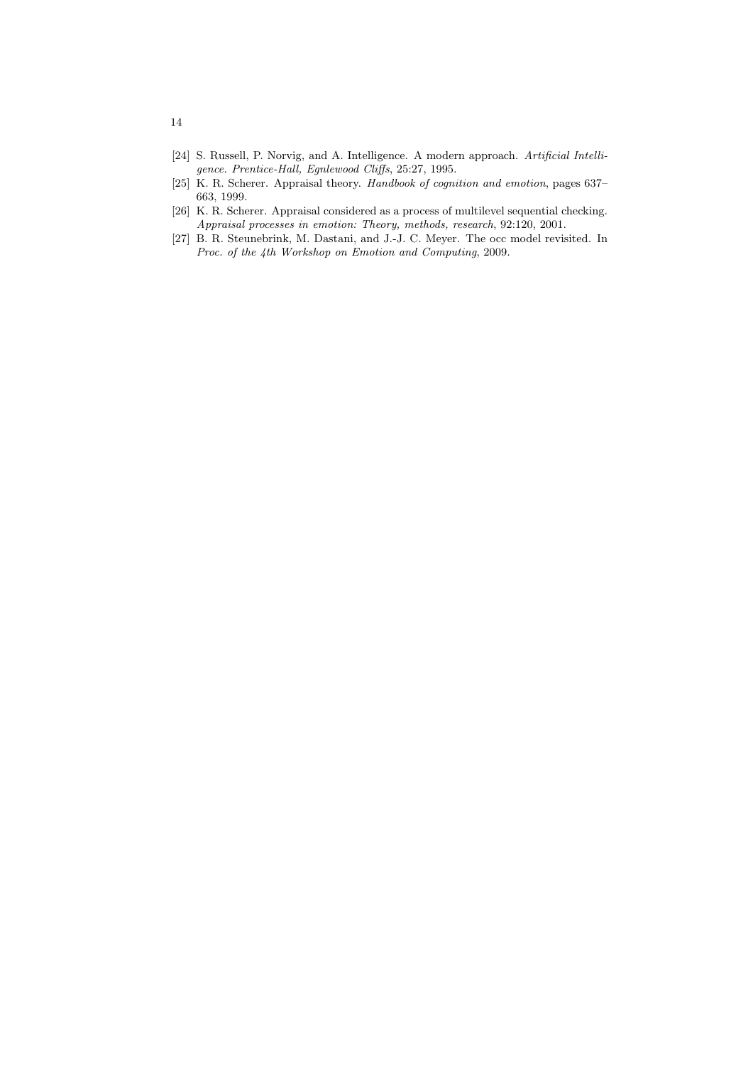[24] S. Russell, P. Norvig, and A. Intelligence. A modern approach. *Artificial Intelligence. Prentice-Hall, Egnlewood Cliffs*, 25:27, 1995.

[25] K. R. Scherer. Appraisal theory. *Handbook of cognition and emotion*, pages 637–663, 1999.

[26] K. R. Scherer. Appraisal considered as a process of multilevel sequential checking. *Appraisal processes in emotion: Theory, methods, research*, 92:120, 2001.

[27] B. R. Steunebrink, M. Dastani, and J.-J. C. Meyer. The occ model revisited. In *Proc. of the 4th Workshop on Emotion and Computing*, 2009.